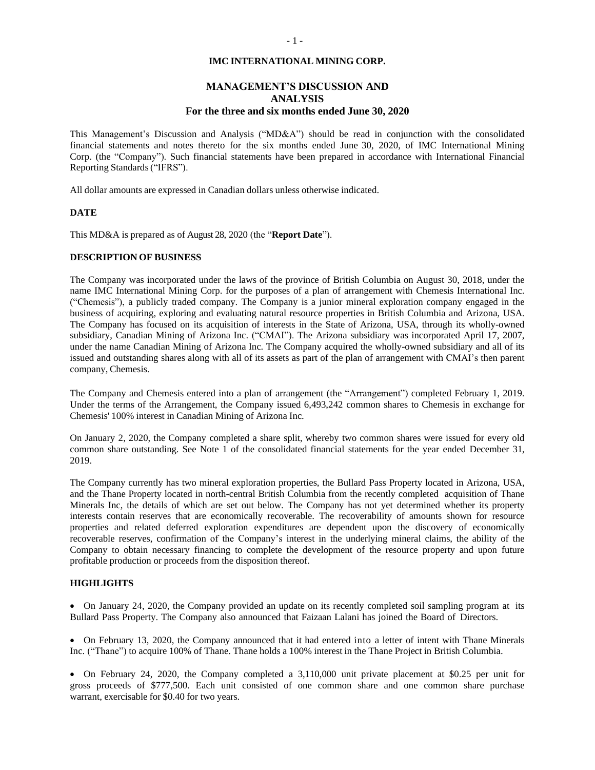# IMC INTERNATIONAL MINING CORP.

## MANAGEMENT'S DISCUSSION AND ANALYSIS
## For the three and six months ended June 30, 2020

This Management's Discussion and Analysis ("MD&A") should be read in conjunction with the consolidated financial statements and notes thereto for the six months ended June 30, 2020, of IMC International Mining Corp. (the "Company"). Such financial statements have been prepared in accordance with International Financial Reporting Standards ("IFRS").

All dollar amounts are expressed in Canadian dollars unless otherwise indicated.

### DATE

This MD&A is prepared as of August 28, 2020 (the "**Report Date**").

### DESCRIPTION OF BUSINESS

The Company was incorporated under the laws of the province of British Columbia on August 30, 2018, under the name IMC International Mining Corp. for the purposes of a plan of arrangement with Chemesis International Inc. ("Chemesis"), a publicly traded company. The Company is a junior mineral exploration company engaged in the business of acquiring, exploring and evaluating natural resource properties in British Columbia and Arizona, USA. The Company has focused on its acquisition of interests in the State of Arizona, USA, through its wholly-owned subsidiary, Canadian Mining of Arizona Inc. ("CMAI"). The Arizona subsidiary was incorporated April 17, 2007, under the name Canadian Mining of Arizona Inc. The Company acquired the wholly-owned subsidiary and all of its issued and outstanding shares along with all of its assets as part of the plan of arrangement with CMAI's then parent company, Chemesis.

The Company and Chemesis entered into a plan of arrangement (the "Arrangement") completed February 1, 2019. Under the terms of the Arrangement, the Company issued 6,493,242 common shares to Chemesis in exchange for Chemesis' 100% interest in Canadian Mining of Arizona Inc.

On January 2, 2020, the Company completed a share split, whereby two common shares were issued for every old common share outstanding. See Note 1 of the consolidated financial statements for the year ended December 31, 2019.

The Company currently has two mineral exploration properties, the Bullard Pass Property located in Arizona, USA, and the Thane Property located in north-central British Columbia from the recently completed acquisition of Thane Minerals Inc, the details of which are set out below. The Company has not yet determined whether its property interests contain reserves that are economically recoverable. The recoverability of amounts shown for resource properties and related deferred exploration expenditures are dependent upon the discovery of economically recoverable reserves, confirmation of the Company's interest in the underlying mineral claims, the ability of the Company to obtain necessary financing to complete the development of the resource property and upon future profitable production or proceeds from the disposition thereof.

### HIGHLIGHTS

- On January 24, 2020, the Company provided an update on its recently completed soil sampling program at its Bullard Pass Property. The Company also announced that Faizaan Lalani has joined the Board of Directors.

- On February 13, 2020, the Company announced that it had entered into a letter of intent with Thane Minerals Inc. ("Thane") to acquire 100% of Thane. Thane holds a 100% interest in the Thane Project in British Columbia.

- On February 24, 2020, the Company completed a 3,110,000 unit private placement at $0.25 per unit for gross proceeds of $777,500. Each unit consisted of one common share and one common share purchase warrant, exercisable for $0.40 for two years.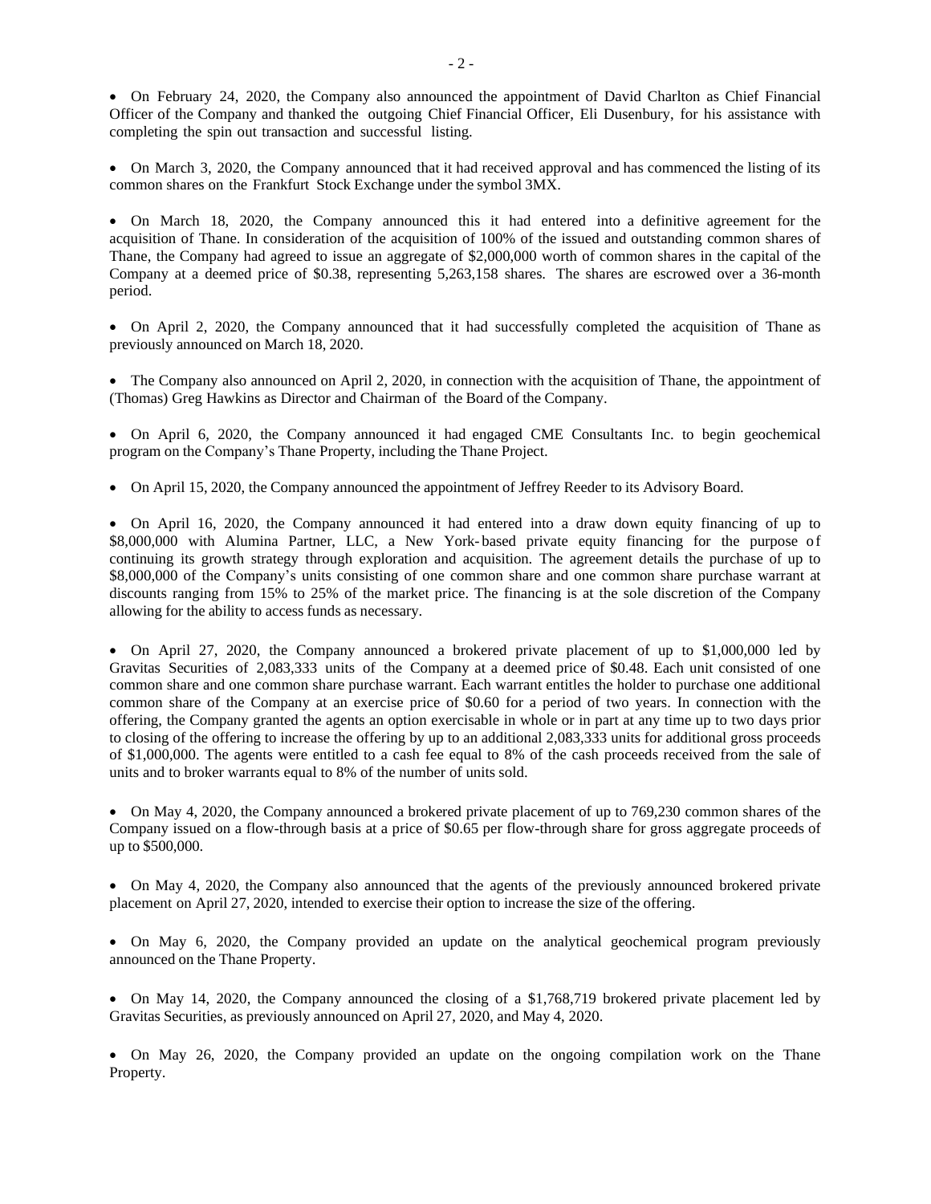- On February 24, 2020, the Company also announced the appointment of David Charlton as Chief Financial Officer of the Company and thanked the outgoing Chief Financial Officer, Eli Dusenbury, for his assistance with completing the spin out transaction and successful listing.

- On March 3, 2020, the Company announced that it had received approval and has commenced the listing of its common shares on the Frankfurt Stock Exchange under the symbol 3MX.

- On March 18, 2020, the Company announced this it had entered into a definitive agreement for the acquisition of Thane. In consideration of the acquisition of 100% of the issued and outstanding common shares of Thane, the Company had agreed to issue an aggregate of $2,000,000 worth of common shares in the capital of the Company at a deemed price of $0.38, representing 5,263,158 shares. The shares are escrowed over a 36-month period.

- On April 2, 2020, the Company announced that it had successfully completed the acquisition of Thane as previously announced on March 18, 2020.

- The Company also announced on April 2, 2020, in connection with the acquisition of Thane, the appointment of (Thomas) Greg Hawkins as Director and Chairman of the Board of the Company.

- On April 6, 2020, the Company announced it had engaged CME Consultants Inc. to begin geochemical program on the Company's Thane Property, including the Thane Project.

- On April 15, 2020, the Company announced the appointment of Jeffrey Reeder to its Advisory Board.

- On April 16, 2020, the Company announced it had entered into a draw down equity financing of up to $8,000,000 with Alumina Partner, LLC, a New York-based private equity financing for the purpose of continuing its growth strategy through exploration and acquisition. The agreement details the purchase of up to $8,000,000 of the Company's units consisting of one common share and one common share purchase warrant at discounts ranging from 15% to 25% of the market price. The financing is at the sole discretion of the Company allowing for the ability to access funds as necessary.

- On April 27, 2020, the Company announced a brokered private placement of up to $1,000,000 led by Gravitas Securities of 2,083,333 units of the Company at a deemed price of $0.48. Each unit consisted of one common share and one common share purchase warrant. Each warrant entitles the holder to purchase one additional common share of the Company at an exercise price of $0.60 for a period of two years. In connection with the offering, the Company granted the agents an option exercisable in whole or in part at any time up to two days prior to closing of the offering to increase the offering by up to an additional 2,083,333 units for additional gross proceeds of $1,000,000. The agents were entitled to a cash fee equal to 8% of the cash proceeds received from the sale of units and to broker warrants equal to 8% of the number of units sold.

- On May 4, 2020, the Company announced a brokered private placement of up to 769,230 common shares of the Company issued on a flow-through basis at a price of $0.65 per flow-through share for gross aggregate proceeds of up to $500,000.

- On May 4, 2020, the Company also announced that the agents of the previously announced brokered private placement on April 27, 2020, intended to exercise their option to increase the size of the offering.

- On May 6, 2020, the Company provided an update on the analytical geochemical program previously announced on the Thane Property.

- On May 14, 2020, the Company announced the closing of a $1,768,719 brokered private placement led by Gravitas Securities, as previously announced on April 27, 2020, and May 4, 2020.

- On May 26, 2020, the Company provided an update on the ongoing compilation work on the Thane Property.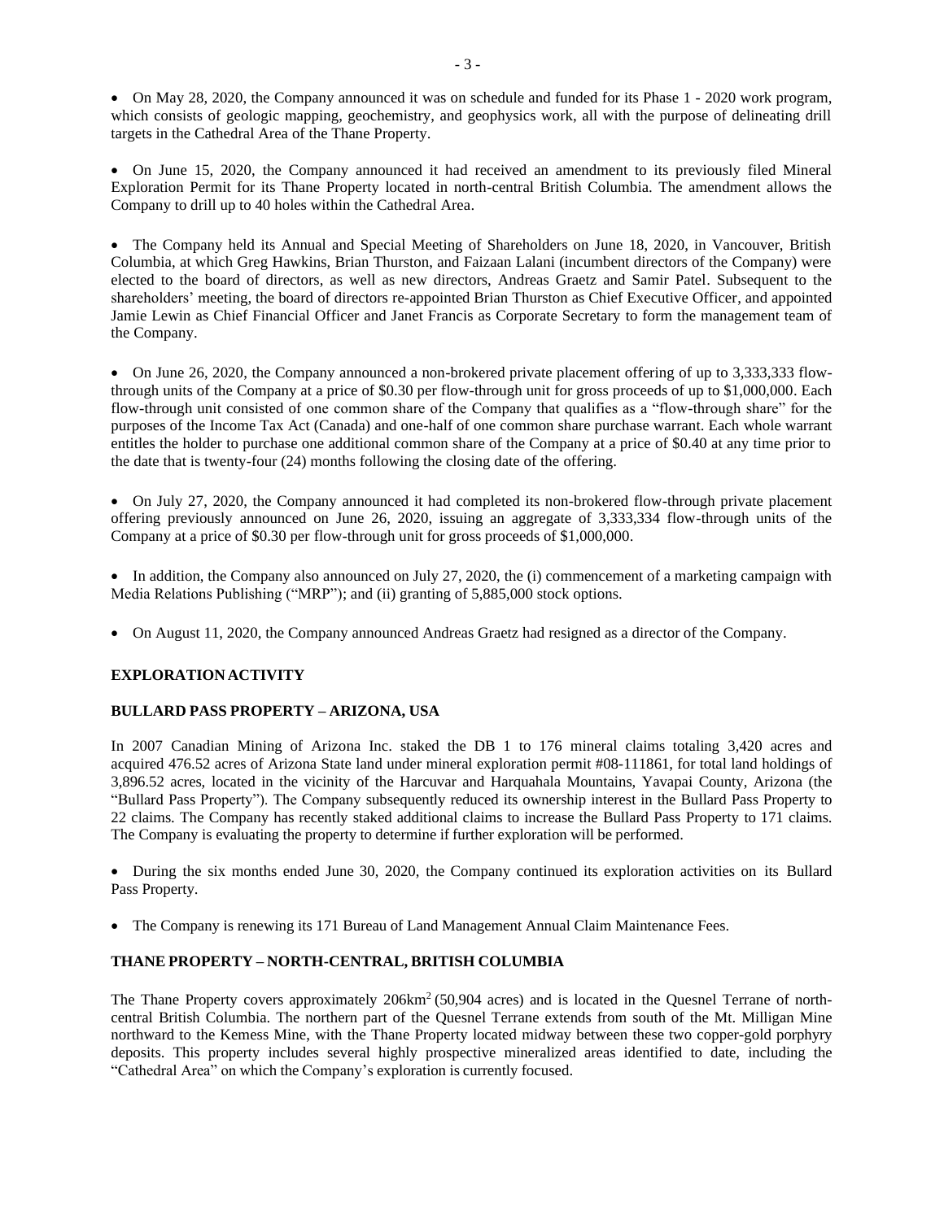- On May 28, 2020, the Company announced it was on schedule and funded for its Phase 1 - 2020 work program, which consists of geologic mapping, geochemistry, and geophysics work, all with the purpose of delineating drill targets in the Cathedral Area of the Thane Property.

- On June 15, 2020, the Company announced it had received an amendment to its previously filed Mineral Exploration Permit for its Thane Property located in north-central British Columbia. The amendment allows the Company to drill up to 40 holes within the Cathedral Area.

- The Company held its Annual and Special Meeting of Shareholders on June 18, 2020, in Vancouver, British Columbia, at which Greg Hawkins, Brian Thurston, and Faizaan Lalani (incumbent directors of the Company) were elected to the board of directors, as well as new directors, Andreas Graetz and Samir Patel. Subsequent to the shareholders' meeting, the board of directors re-appointed Brian Thurston as Chief Executive Officer, and appointed Jamie Lewin as Chief Financial Officer and Janet Francis as Corporate Secretary to form the management team of the Company.

- On June 26, 2020, the Company announced a non-brokered private placement offering of up to 3,333,333 flow-through units of the Company at a price of $0.30 per flow-through unit for gross proceeds of up to $1,000,000. Each flow-through unit consisted of one common share of the Company that qualifies as a "flow-through share" for the purposes of the Income Tax Act (Canada) and one-half of one common share purchase warrant. Each whole warrant entitles the holder to purchase one additional common share of the Company at a price of $0.40 at any time prior to the date that is twenty-four (24) months following the closing date of the offering.

- On July 27, 2020, the Company announced it had completed its non-brokered flow-through private placement offering previously announced on June 26, 2020, issuing an aggregate of 3,333,334 flow-through units of the Company at a price of $0.30 per flow-through unit for gross proceeds of $1,000,000.

- In addition, the Company also announced on July 27, 2020, the (i) commencement of a marketing campaign with Media Relations Publishing ("MRP"); and (ii) granting of 5,885,000 stock options.

- On August 11, 2020, the Company announced Andreas Graetz had resigned as a director of the Company.

## EXPLORATION ACTIVITY

### BULLARD PASS PROPERTY – ARIZONA, USA

In 2007 Canadian Mining of Arizona Inc. staked the DB 1 to 176 mineral claims totaling 3,420 acres and acquired 476.52 acres of Arizona State land under mineral exploration permit #08-111861, for total land holdings of 3,896.52 acres, located in the vicinity of the Harcuvar and Harquahala Mountains, Yavapai County, Arizona (the "Bullard Pass Property"). The Company subsequently reduced its ownership interest in the Bullard Pass Property to 22 claims. The Company has recently staked additional claims to increase the Bullard Pass Property to 171 claims. The Company is evaluating the property to determine if further exploration will be performed.

- During the six months ended June 30, 2020, the Company continued its exploration activities on its Bullard Pass Property.

- The Company is renewing its 171 Bureau of Land Management Annual Claim Maintenance Fees.

### THANE PROPERTY – NORTH-CENTRAL, BRITISH COLUMBIA

The Thane Property covers approximately 206km$^2$ (50,904 acres) and is located in the Quesnel Terrane of north-central British Columbia. The northern part of the Quesnel Terrane extends from south of the Mt. Milligan Mine northward to the Kemess Mine, with the Thane Property located midway between these two copper-gold porphyry deposits. This property includes several highly prospective mineralized areas identified to date, including the "Cathedral Area" on which the Company's exploration is currently focused.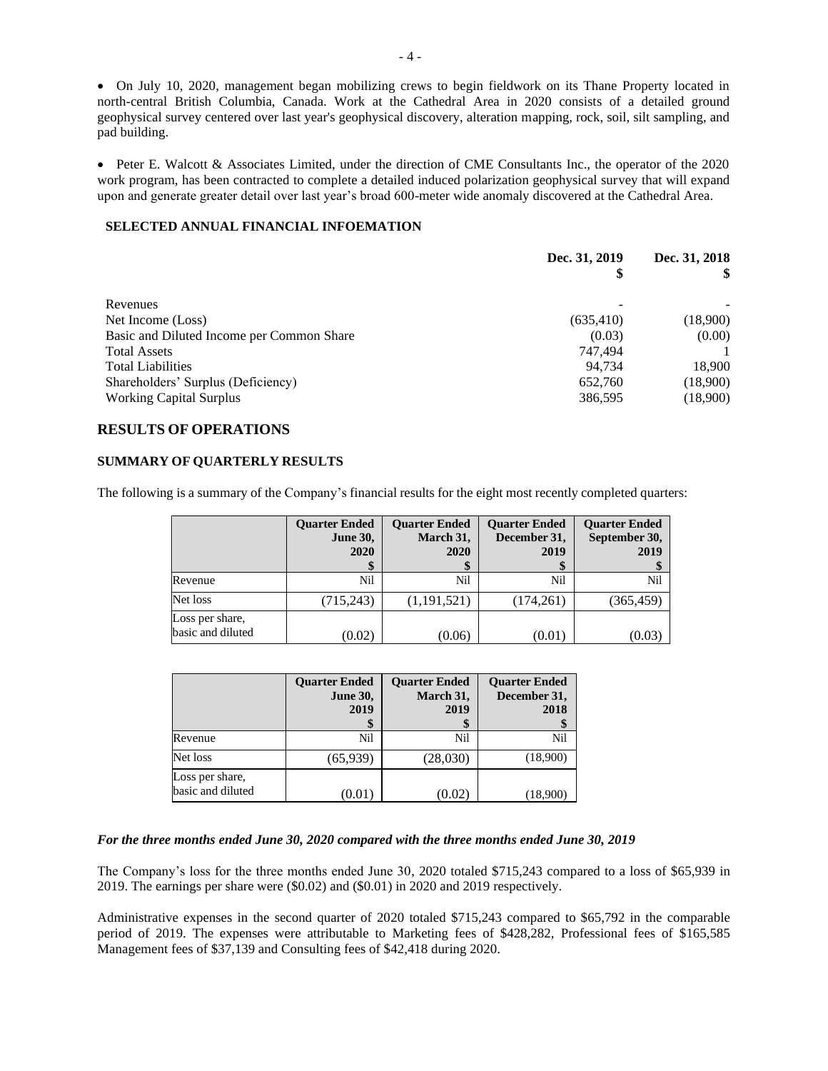- On July 10, 2020, management began mobilizing crews to begin fieldwork on its Thane Property located in north-central British Columbia, Canada. Work at the Cathedral Area in 2020 consists of a detailed ground geophysical survey centered over last year's geophysical discovery, alteration mapping, rock, soil, silt sampling, and pad building.

- Peter E. Walcott & Associates Limited, under the direction of CME Consultants Inc., the operator of the 2020 work program, has been contracted to complete a detailed induced polarization geophysical survey that will expand upon and generate greater detail over last year's broad 600-meter wide anomaly discovered at the Cathedral Area.

### SELECTED ANNUAL FINANCIAL INFOEMATION

| | Dec. 31, 2019<br>$ | Dec. 31, 2018<br>$ |
|---|---|---|
| Revenues | - | - |
| Net Income (Loss) | (635,410) | (18,900) |
| Basic and Diluted Income per Common Share | (0.03) | (0.00) |
| Total Assets | 747,494 | 1 |
| Total Liabilities | 94,734 | 18,900 |
| Shareholders' Surplus (Deficiency) | 652,760 | (18,900) |
| Working Capital Surplus | 386,595 | (18,900) |

## RESULTS OF OPERATIONS

### SUMMARY OF QUARTERLY RESULTS

The following is a summary of the Company's financial results for the eight most recently completed quarters:

| | Quarter Ended June 30, 2020<br>$ | Quarter Ended March 31, 2020<br>$ | Quarter Ended December 31, 2019<br>$ | Quarter Ended September 30, 2019<br>$ |
|---|---|---|---|---|
| Revenue | Nil | Nil | Nil | Nil |
| Net loss | (715,243) | (1,191,521) | (174,261) | (365,459) |
| Loss per share, basic and diluted | (0.02) | (0.06) | (0.01) | (0.03) |

| | Quarter Ended June 30, 2019<br>$ | Quarter Ended March 31, 2019<br>$ | Quarter Ended December 31, 2018<br>$ |
|---|---|---|---|
| Revenue | Nil | Nil | Nil |
| Net loss | (65,939) | (28,030) | (18,900) |
| Loss per share, basic and diluted | (0.01) | (0.02) | (18,900) |

***For the three months ended June 30, 2020 compared with the three months ended June 30, 2019***

The Company's loss for the three months ended June 30, 2020 totaled $715,243 compared to a loss of $65,939 in 2019. The earnings per share were ($0.02) and ($0.01) in 2020 and 2019 respectively.

Administrative expenses in the second quarter of 2020 totaled $715,243 compared to $65,792 in the comparable period of 2019. The expenses were attributable to Marketing fees of $428,282, Professional fees of $165,585 Management fees of $37,139 and Consulting fees of $42,418 during 2020.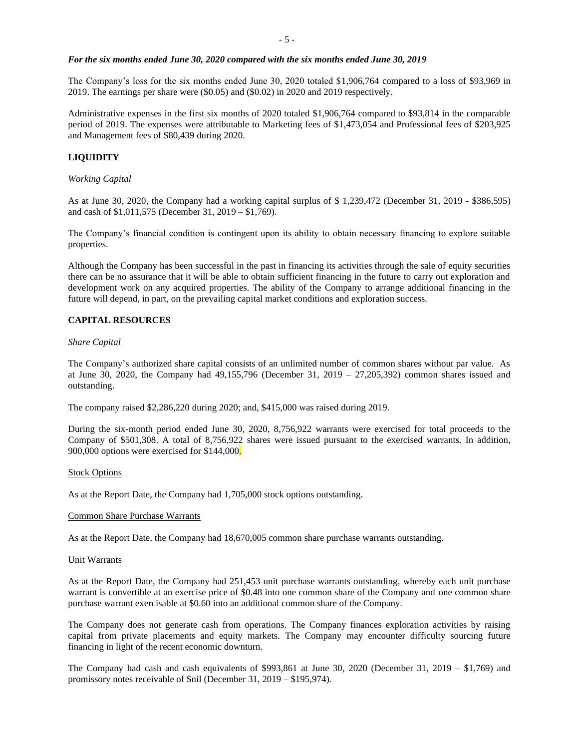*For the six months ended June 30, 2020 compared with the six months ended June 30, 2019*

The Company's loss for the six months ended June 30, 2020 totaled $1,906,764 compared to a loss of $93,969 in 2019. The earnings per share were ($0.05) and ($0.02) in 2020 and 2019 respectively.

Administrative expenses in the first six months of 2020 totaled $1,906,764 compared to $93,814 in the comparable period of 2019. The expenses were attributable to Marketing fees of $1,473,054 and Professional fees of $203,925 and Management fees of $80,439 during 2020.

## LIQUIDITY

*Working Capital*

As at June 30, 2020, the Company had a working capital surplus of $ 1,239,472 (December 31, 2019 - $386,595) and cash of $1,011,575 (December 31, 2019 – $1,769).

The Company's financial condition is contingent upon its ability to obtain necessary financing to explore suitable properties.

Although the Company has been successful in the past in financing its activities through the sale of equity securities there can be no assurance that it will be able to obtain sufficient financing in the future to carry out exploration and development work on any acquired properties. The ability of the Company to arrange additional financing in the future will depend, in part, on the prevailing capital market conditions and exploration success.

## CAPITAL RESOURCES

*Share Capital*

The Company's authorized share capital consists of an unlimited number of common shares without par value. As at June 30, 2020, the Company had 49,155,796 (December 31, 2019 – 27,205,392) common shares issued and outstanding.

The company raised $2,286,220 during 2020; and, $415,000 was raised during 2019.

During the six-month period ended June 30, 2020, 8,756,922 warrants were exercised for total proceeds to the Company of $501,308. A total of 8,756,922 shares were issued pursuant to the exercised warrants. In addition, 900,000 options were exercised for $144,000.

Stock Options

As at the Report Date, the Company had 1,705,000 stock options outstanding.

Common Share Purchase Warrants

As at the Report Date, the Company had 18,670,005 common share purchase warrants outstanding.

Unit Warrants

As at the Report Date, the Company had 251,453 unit purchase warrants outstanding, whereby each unit purchase warrant is convertible at an exercise price of $0.48 into one common share of the Company and one common share purchase warrant exercisable at $0.60 into an additional common share of the Company.

The Company does not generate cash from operations. The Company finances exploration activities by raising capital from private placements and equity markets. The Company may encounter difficulty sourcing future financing in light of the recent economic downturn.

The Company had cash and cash equivalents of $993,861 at June 30, 2020 (December 31, 2019 – $1,769) and promissory notes receivable of $nil (December 31, 2019 – $195,974).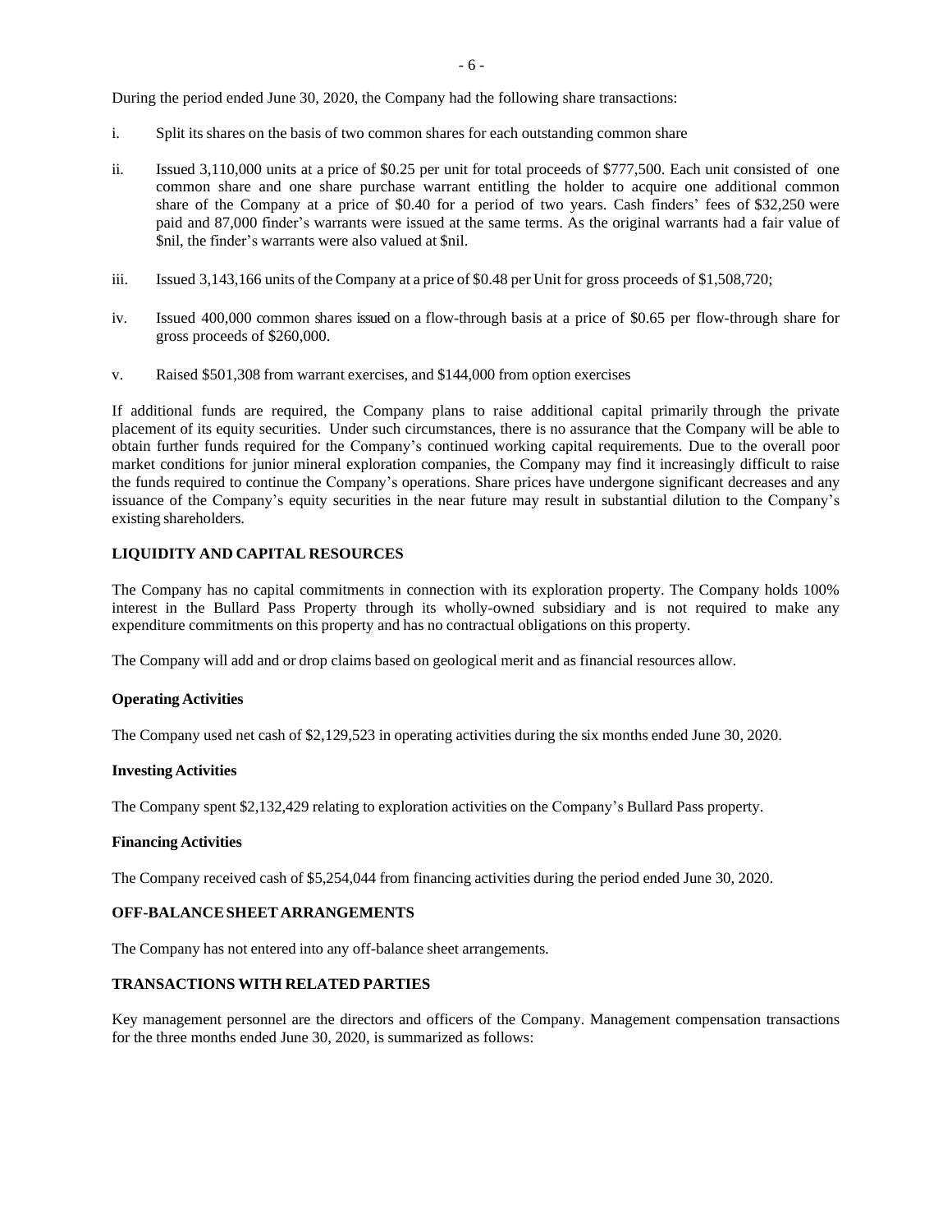During the period ended June 30, 2020, the Company had the following share transactions:

i. Split its shares on the basis of two common shares for each outstanding common share

ii. Issued 3,110,000 units at a price of $0.25 per unit for total proceeds of $777,500. Each unit consisted of one common share and one share purchase warrant entitling the holder to acquire one additional common share of the Company at a price of $0.40 for a period of two years. Cash finders' fees of $32,250 were paid and 87,000 finder's warrants were issued at the same terms. As the original warrants had a fair value of $nil, the finder's warrants were also valued at $nil.

iii. Issued 3,143,166 units of the Company at a price of $0.48 per Unit for gross proceeds of $1,508,720;

iv. Issued 400,000 common shares issued on a flow-through basis at a price of $0.65 per flow-through share for gross proceeds of $260,000.

v. Raised $501,308 from warrant exercises, and $144,000 from option exercises

If additional funds are required, the Company plans to raise additional capital primarily through the private placement of its equity securities. Under such circumstances, there is no assurance that the Company will be able to obtain further funds required for the Company's continued working capital requirements. Due to the overall poor market conditions for junior mineral exploration companies, the Company may find it increasingly difficult to raise the funds required to continue the Company's operations. Share prices have undergone significant decreases and any issuance of the Company's equity securities in the near future may result in substantial dilution to the Company's existing shareholders.

## LIQUIDITY AND CAPITAL RESOURCES

The Company has no capital commitments in connection with its exploration property. The Company holds 100% interest in the Bullard Pass Property through its wholly-owned subsidiary and is not required to make any expenditure commitments on this property and has no contractual obligations on this property.

The Company will add and or drop claims based on geological merit and as financial resources allow.

### Operating Activities

The Company used net cash of $2,129,523 in operating activities during the six months ended June 30, 2020.

### Investing Activities

The Company spent $2,132,429 relating to exploration activities on the Company's Bullard Pass property.

### Financing Activities

The Company received cash of $5,254,044 from financing activities during the period ended June 30, 2020.

## OFF-BALANCE SHEET ARRANGEMENTS

The Company has not entered into any off-balance sheet arrangements.

## TRANSACTIONS WITH RELATED PARTIES

Key management personnel are the directors and officers of the Company. Management compensation transactions for the three months ended June 30, 2020, is summarized as follows: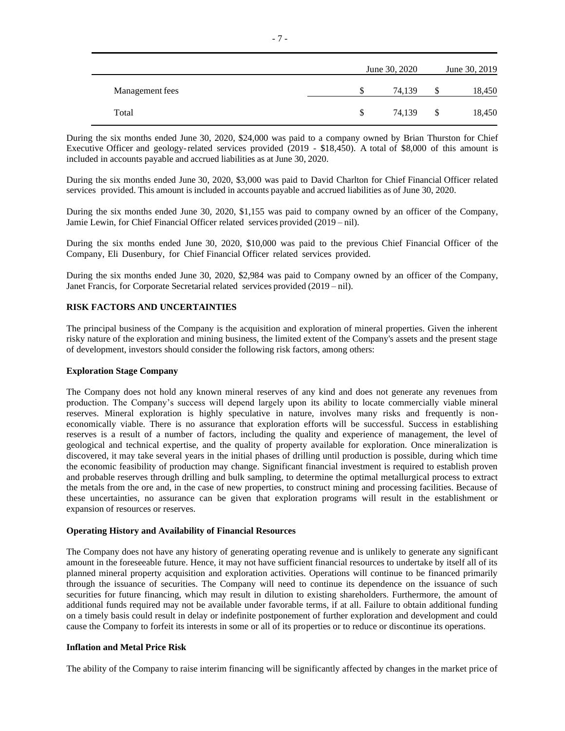| | June 30, 2020 | June 30, 2019 |
|---|---|---|
| Management fees | $ 74,139 | $ 18,450 |
| Total | $ 74,139 | $ 18,450 |

During the six months ended June 30, 2020, $24,000 was paid to a company owned by Brian Thurston for Chief Executive Officer and geology-related services provided (2019 - $18,450). A total of $8,000 of this amount is included in accounts payable and accrued liabilities as at June 30, 2020.

During the six months ended June 30, 2020, $3,000 was paid to David Charlton for Chief Financial Officer related services provided. This amount is included in accounts payable and accrued liabilities as of June 30, 2020.

During the six months ended June 30, 2020, $1,155 was paid to company owned by an officer of the Company, Jamie Lewin, for Chief Financial Officer related services provided (2019 – nil).

During the six months ended June 30, 2020, $10,000 was paid to the previous Chief Financial Officer of the Company, Eli Dusenbury, for Chief Financial Officer related services provided.

During the six months ended June 30, 2020, $2,984 was paid to Company owned by an officer of the Company, Janet Francis, for Corporate Secretarial related services provided (2019 – nil).

## RISK FACTORS AND UNCERTAINTIES

The principal business of the Company is the acquisition and exploration of mineral properties. Given the inherent risky nature of the exploration and mining business, the limited extent of the Company's assets and the present stage of development, investors should consider the following risk factors, among others:

### Exploration Stage Company

The Company does not hold any known mineral reserves of any kind and does not generate any revenues from production. The Company's success will depend largely upon its ability to locate commercially viable mineral reserves. Mineral exploration is highly speculative in nature, involves many risks and frequently is non-economically viable. There is no assurance that exploration efforts will be successful. Success in establishing reserves is a result of a number of factors, including the quality and experience of management, the level of geological and technical expertise, and the quality of property available for exploration. Once mineralization is discovered, it may take several years in the initial phases of drilling until production is possible, during which time the economic feasibility of production may change. Significant financial investment is required to establish proven and probable reserves through drilling and bulk sampling, to determine the optimal metallurgical process to extract the metals from the ore and, in the case of new properties, to construct mining and processing facilities. Because of these uncertainties, no assurance can be given that exploration programs will result in the establishment or expansion of resources or reserves.

### Operating History and Availability of Financial Resources

The Company does not have any history of generating operating revenue and is unlikely to generate any significant amount in the foreseeable future. Hence, it may not have sufficient financial resources to undertake by itself all of its planned mineral property acquisition and exploration activities. Operations will continue to be financed primarily through the issuance of securities. The Company will need to continue its dependence on the issuance of such securities for future financing, which may result in dilution to existing shareholders. Furthermore, the amount of additional funds required may not be available under favorable terms, if at all. Failure to obtain additional funding on a timely basis could result in delay or indefinite postponement of further exploration and development and could cause the Company to forfeit its interests in some or all of its properties or to reduce or discontinue its operations.

### Inflation and Metal Price Risk

The ability of the Company to raise interim financing will be significantly affected by changes in the market price of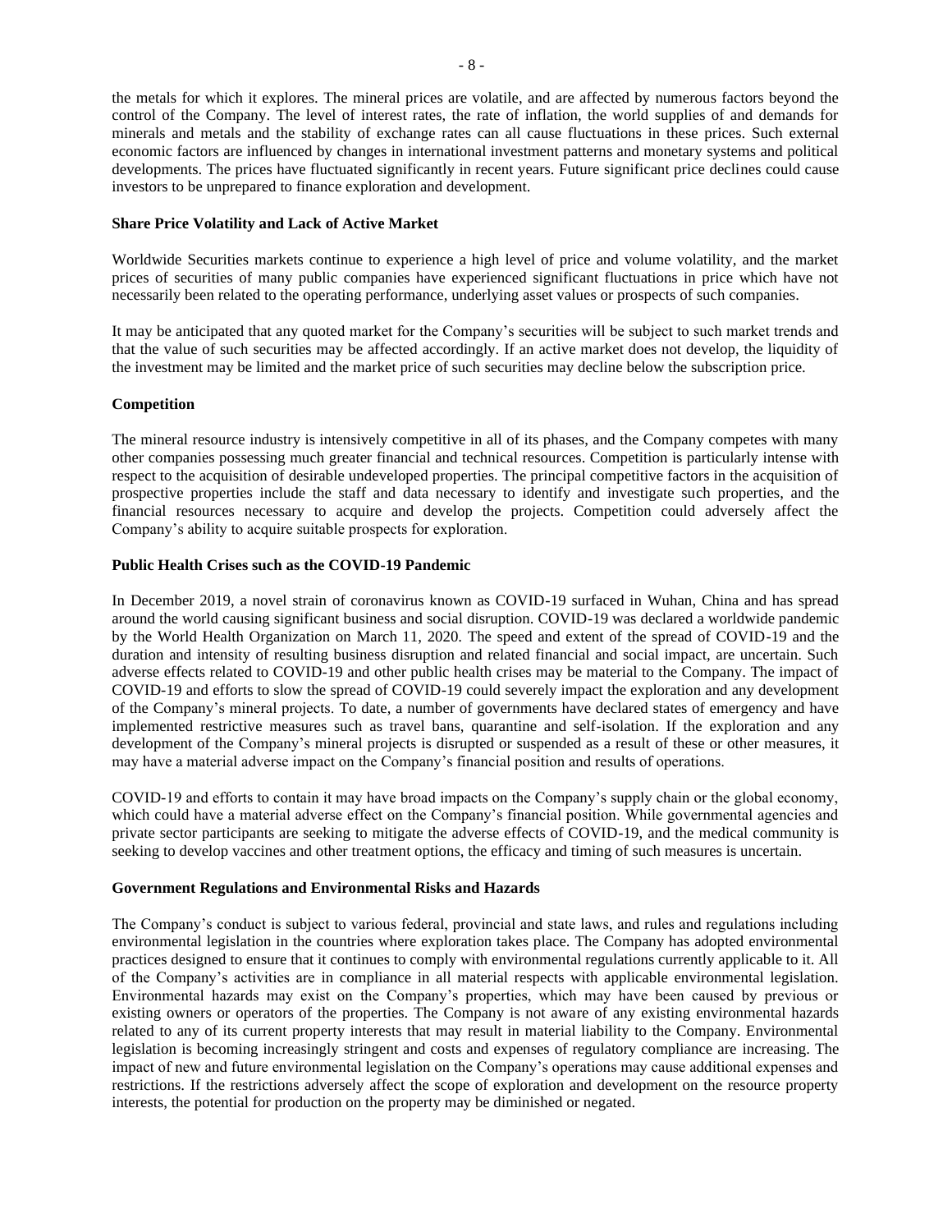the metals for which it explores. The mineral prices are volatile, and are affected by numerous factors beyond the control of the Company. The level of interest rates, the rate of inflation, the world supplies of and demands for minerals and metals and the stability of exchange rates can all cause fluctuations in these prices. Such external economic factors are influenced by changes in international investment patterns and monetary systems and political developments. The prices have fluctuated significantly in recent years. Future significant price declines could cause investors to be unprepared to finance exploration and development.

**Share Price Volatility and Lack of Active Market**

Worldwide Securities markets continue to experience a high level of price and volume volatility, and the market prices of securities of many public companies have experienced significant fluctuations in price which have not necessarily been related to the operating performance, underlying asset values or prospects of such companies.

It may be anticipated that any quoted market for the Company's securities will be subject to such market trends and that the value of such securities may be affected accordingly. If an active market does not develop, the liquidity of the investment may be limited and the market price of such securities may decline below the subscription price.

**Competition**

The mineral resource industry is intensively competitive in all of its phases, and the Company competes with many other companies possessing much greater financial and technical resources. Competition is particularly intense with respect to the acquisition of desirable undeveloped properties. The principal competitive factors in the acquisition of prospective properties include the staff and data necessary to identify and investigate such properties, and the financial resources necessary to acquire and develop the projects. Competition could adversely affect the Company's ability to acquire suitable prospects for exploration.

**Public Health Crises such as the COVID-19 Pandemic**

In December 2019, a novel strain of coronavirus known as COVID-19 surfaced in Wuhan, China and has spread around the world causing significant business and social disruption. COVID-19 was declared a worldwide pandemic by the World Health Organization on March 11, 2020. The speed and extent of the spread of COVID-19 and the duration and intensity of resulting business disruption and related financial and social impact, are uncertain. Such adverse effects related to COVID-19 and other public health crises may be material to the Company. The impact of COVID-19 and efforts to slow the spread of COVID-19 could severely impact the exploration and any development of the Company's mineral projects. To date, a number of governments have declared states of emergency and have implemented restrictive measures such as travel bans, quarantine and self-isolation. If the exploration and any development of the Company's mineral projects is disrupted or suspended as a result of these or other measures, it may have a material adverse impact on the Company's financial position and results of operations.

COVID-19 and efforts to contain it may have broad impacts on the Company's supply chain or the global economy, which could have a material adverse effect on the Company's financial position. While governmental agencies and private sector participants are seeking to mitigate the adverse effects of COVID-19, and the medical community is seeking to develop vaccines and other treatment options, the efficacy and timing of such measures is uncertain.

**Government Regulations and Environmental Risks and Hazards**

The Company's conduct is subject to various federal, provincial and state laws, and rules and regulations including environmental legislation in the countries where exploration takes place. The Company has adopted environmental practices designed to ensure that it continues to comply with environmental regulations currently applicable to it. All of the Company's activities are in compliance in all material respects with applicable environmental legislation. Environmental hazards may exist on the Company's properties, which may have been caused by previous or existing owners or operators of the properties. The Company is not aware of any existing environmental hazards related to any of its current property interests that may result in material liability to the Company. Environmental legislation is becoming increasingly stringent and costs and expenses of regulatory compliance are increasing. The impact of new and future environmental legislation on the Company's operations may cause additional expenses and restrictions. If the restrictions adversely affect the scope of exploration and development on the resource property interests, the potential for production on the property may be diminished or negated.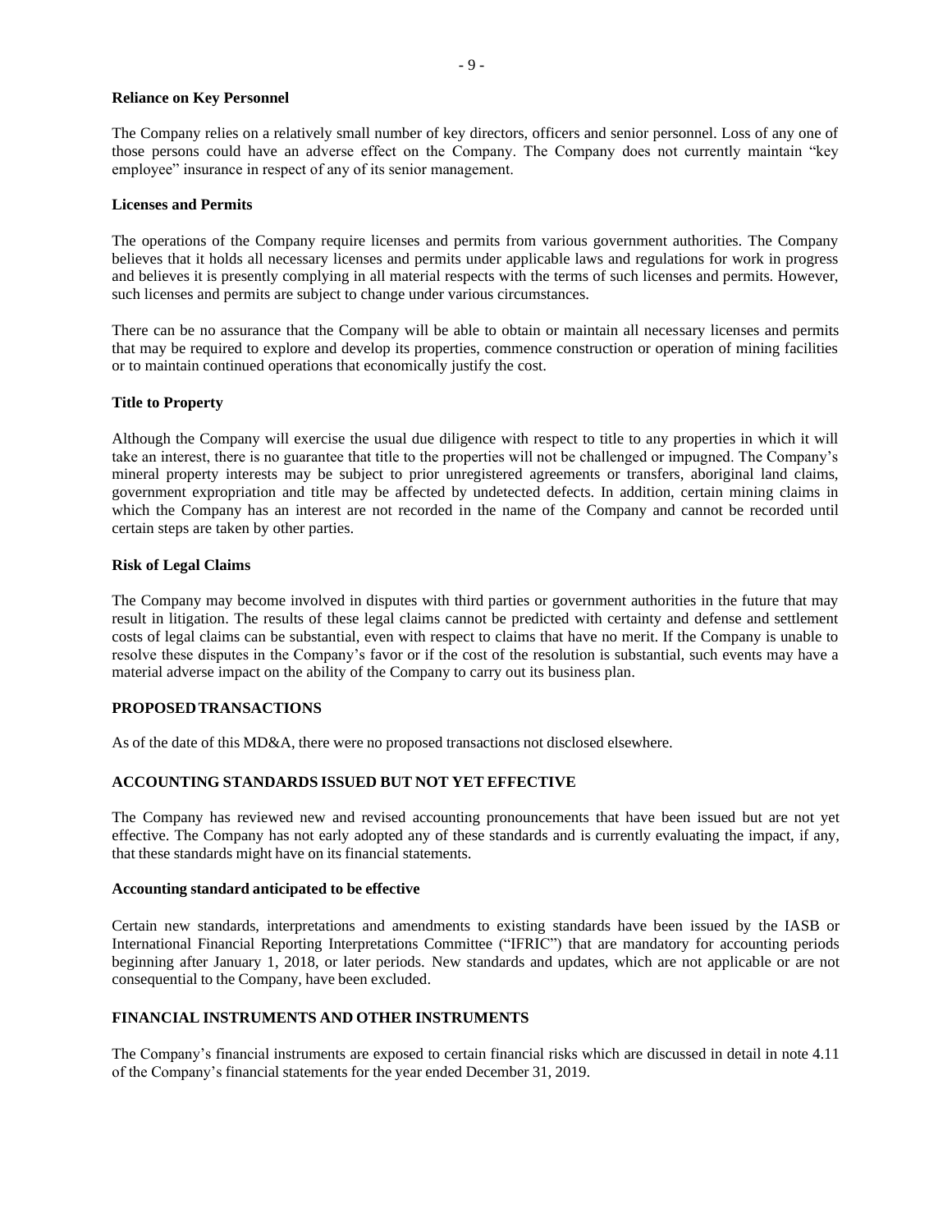**Reliance on Key Personnel**

The Company relies on a relatively small number of key directors, officers and senior personnel. Loss of any one of those persons could have an adverse effect on the Company. The Company does not currently maintain "key employee" insurance in respect of any of its senior management.

**Licenses and Permits**

The operations of the Company require licenses and permits from various government authorities. The Company believes that it holds all necessary licenses and permits under applicable laws and regulations for work in progress and believes it is presently complying in all material respects with the terms of such licenses and permits. However, such licenses and permits are subject to change under various circumstances.

There can be no assurance that the Company will be able to obtain or maintain all necessary licenses and permits that may be required to explore and develop its properties, commence construction or operation of mining facilities or to maintain continued operations that economically justify the cost.

**Title to Property**

Although the Company will exercise the usual due diligence with respect to title to any properties in which it will take an interest, there is no guarantee that title to the properties will not be challenged or impugned. The Company's mineral property interests may be subject to prior unregistered agreements or transfers, aboriginal land claims, government expropriation and title may be affected by undetected defects. In addition, certain mining claims in which the Company has an interest are not recorded in the name of the Company and cannot be recorded until certain steps are taken by other parties.

**Risk of Legal Claims**

The Company may become involved in disputes with third parties or government authorities in the future that may result in litigation. The results of these legal claims cannot be predicted with certainty and defense and settlement costs of legal claims can be substantial, even with respect to claims that have no merit. If the Company is unable to resolve these disputes in the Company's favor or if the cost of the resolution is substantial, such events may have a material adverse impact on the ability of the Company to carry out its business plan.

## PROPOSED TRANSACTIONS

As of the date of this MD&A, there were no proposed transactions not disclosed elsewhere.

## ACCOUNTING STANDARDS ISSUED BUT NOT YET EFFECTIVE

The Company has reviewed new and revised accounting pronouncements that have been issued but are not yet effective. The Company has not early adopted any of these standards and is currently evaluating the impact, if any, that these standards might have on its financial statements.

**Accounting standard anticipated to be effective**

Certain new standards, interpretations and amendments to existing standards have been issued by the IASB or International Financial Reporting Interpretations Committee ("IFRIC") that are mandatory for accounting periods beginning after January 1, 2018, or later periods. New standards and updates, which are not applicable or are not consequential to the Company, have been excluded.

## FINANCIAL INSTRUMENTS AND OTHER INSTRUMENTS

The Company's financial instruments are exposed to certain financial risks which are discussed in detail in note 4.11 of the Company's financial statements for the year ended December 31, 2019.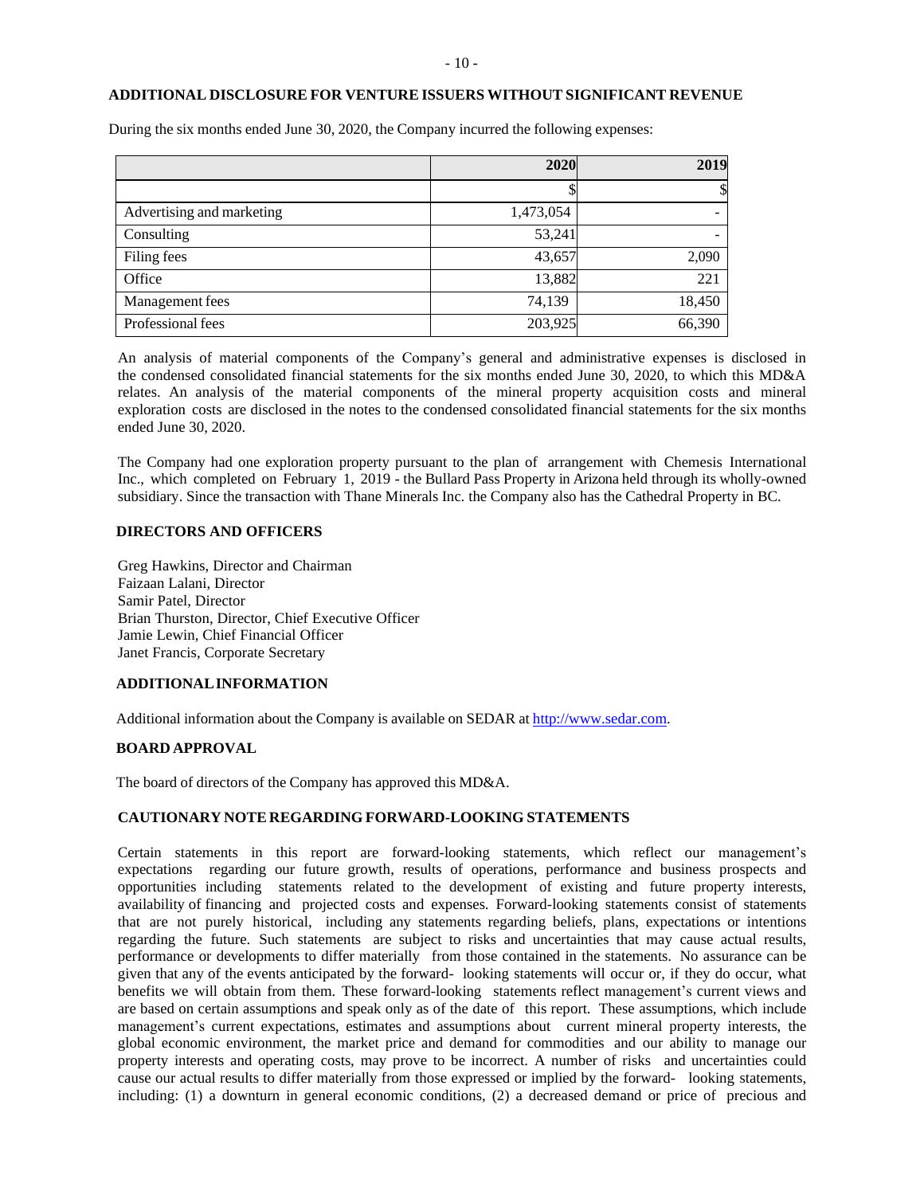## ADDITIONAL DISCLOSURE FOR VENTURE ISSUERS WITHOUT SIGNIFICANT REVENUE

During the six months ended June 30, 2020, the Company incurred the following expenses:

| | 2020 | 2019 |
|---|---|---|
| | $ | $ |
| Advertising and marketing | 1,473,054 | - |
| Consulting | 53,241 | - |
| Filing fees | 43,657 | 2,090 |
| Office | 13,882 | 221 |
| Management fees | 74,139 | 18,450 |
| Professional fees | 203,925 | 66,390 |

An analysis of material components of the Company's general and administrative expenses is disclosed in the condensed consolidated financial statements for the six months ended June 30, 2020, to which this MD&A relates. An analysis of the material components of the mineral property acquisition costs and mineral exploration costs are disclosed in the notes to the condensed consolidated financial statements for the six months ended June 30, 2020.

The Company had one exploration property pursuant to the plan of arrangement with Chemesis International Inc., which completed on February 1, 2019 - the Bullard Pass Property in Arizona held through its wholly-owned subsidiary. Since the transaction with Thane Minerals Inc. the Company also has the Cathedral Property in BC.

## DIRECTORS AND OFFICERS

Greg Hawkins, Director and Chairman
Faizaan Lalani, Director
Samir Patel, Director
Brian Thurston, Director, Chief Executive Officer
Jamie Lewin, Chief Financial Officer
Janet Francis, Corporate Secretary

## ADDITIONAL INFORMATION

Additional information about the Company is available on SEDAR at http://www.sedar.com.

## BOARD APPROVAL

The board of directors of the Company has approved this MD&A.

## CAUTIONARY NOTE REGARDING FORWARD-LOOKING STATEMENTS

Certain statements in this report are forward-looking statements, which reflect our management's expectations regarding our future growth, results of operations, performance and business prospects and opportunities including statements related to the development of existing and future property interests, availability of financing and projected costs and expenses. Forward-looking statements consist of statements that are not purely historical, including any statements regarding beliefs, plans, expectations or intentions regarding the future. Such statements are subject to risks and uncertainties that may cause actual results, performance or developments to differ materially from those contained in the statements. No assurance can be given that any of the events anticipated by the forward- looking statements will occur or, if they do occur, what benefits we will obtain from them. These forward-looking statements reflect management's current views and are based on certain assumptions and speak only as of the date of this report. These assumptions, which include management's current expectations, estimates and assumptions about current mineral property interests, the global economic environment, the market price and demand for commodities and our ability to manage our property interests and operating costs, may prove to be incorrect. A number of risks and uncertainties could cause our actual results to differ materially from those expressed or implied by the forward- looking statements, including: (1) a downturn in general economic conditions, (2) a decreased demand or price of precious and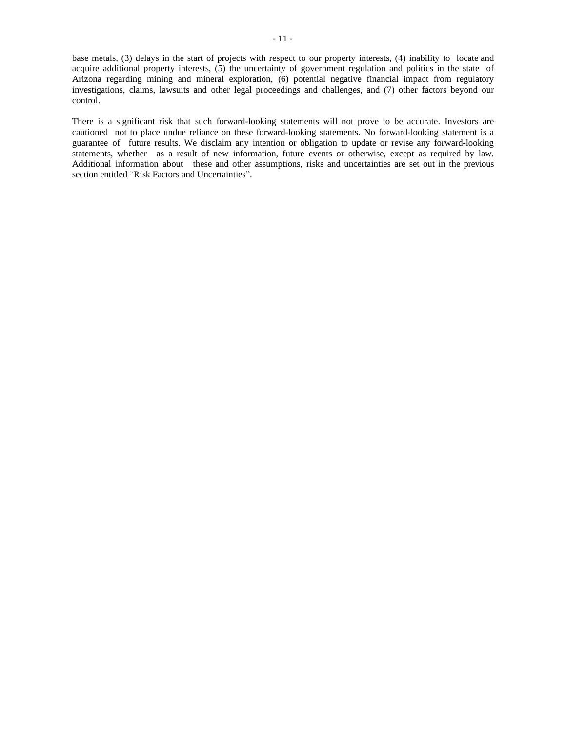base metals, (3) delays in the start of projects with respect to our property interests, (4) inability to locate and acquire additional property interests, (5) the uncertainty of government regulation and politics in the state of Arizona regarding mining and mineral exploration, (6) potential negative financial impact from regulatory investigations, claims, lawsuits and other legal proceedings and challenges, and (7) other factors beyond our control.

There is a significant risk that such forward-looking statements will not prove to be accurate. Investors are cautioned not to place undue reliance on these forward-looking statements. No forward-looking statement is a guarantee of future results. We disclaim any intention or obligation to update or revise any forward-looking statements, whether as a result of new information, future events or otherwise, except as required by law. Additional information about these and other assumptions, risks and uncertainties are set out in the previous section entitled "Risk Factors and Uncertainties".